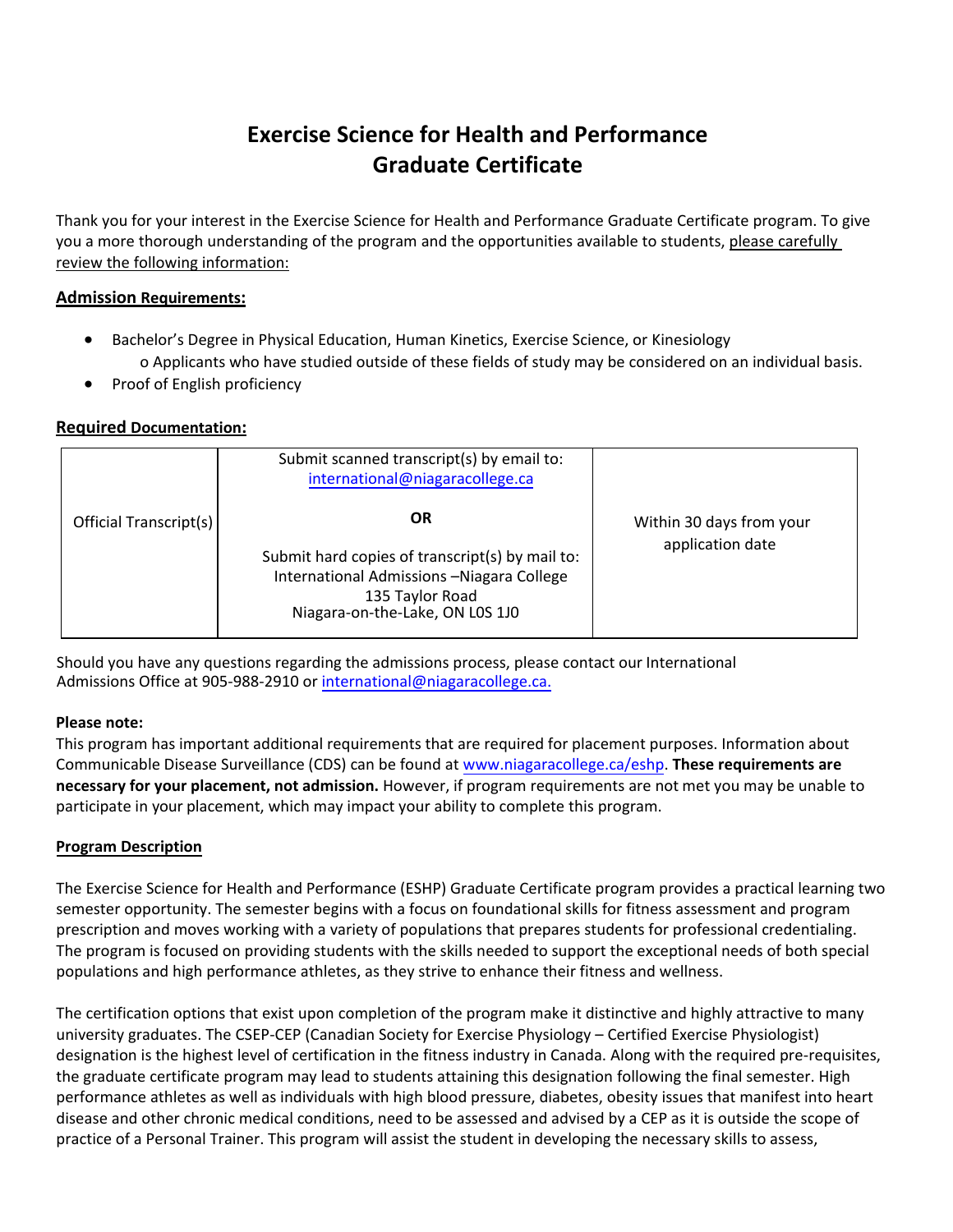# Exercise Science for Health and Performance Graduate Certificate

Thank you for your interest in the Exercise Science for Health and Performance Graduate Certificate program. To give you a more thorough understanding of the program and the opportunities available to students, please carefully review the following information:

## Admission Requirements:

- Bachelor's Degree in Physical Education, Human Kinetics, Exercise Science, or Kinesiology
  - Applicants who have studied outside of these fields of study may be considered on an individual basis.
- Proof of English proficiency

## Required Documentation:

| | | |
|---|---|---|
| Official Transcript(s) | Submit scanned transcript(s) by email to: international@niagaracollege.ca<br><br>**OR**<br><br>Submit hard copies of transcript(s) by mail to:<br>International Admissions –Niagara College<br>135 Taylor Road<br>Niagara-on-the-Lake, ON L0S 1J0 | Within 30 days from your application date |

Should you have any questions regarding the admissions process, please contact our International Admissions Office at 905-988-2910 or international@niagaracollege.ca.

**Please note:**
This program has important additional requirements that are required for placement purposes. Information about Communicable Disease Surveillance (CDS) can be found at www.niagaracollege.ca/eshp. **These requirements are necessary for your placement, not admission.** However, if program requirements are not met you may be unable to participate in your placement, which may impact your ability to complete this program.

## Program Description

The Exercise Science for Health and Performance (ESHP) Graduate Certificate program provides a practical learning two semester opportunity. The semester begins with a focus on foundational skills for fitness assessment and program prescription and moves working with a variety of populations that prepares students for professional credentialing. The program is focused on providing students with the skills needed to support the exceptional needs of both special populations and high performance athletes, as they strive to enhance their fitness and wellness.

The certification options that exist upon completion of the program make it distinctive and highly attractive to many university graduates. The CSEP-CEP (Canadian Society for Exercise Physiology – Certified Exercise Physiologist) designation is the highest level of certification in the fitness industry in Canada. Along with the required pre-requisites, the graduate certificate program may lead to students attaining this designation following the final semester. High performance athletes as well as individuals with high blood pressure, diabetes, obesity issues that manifest into heart disease and other chronic medical conditions, need to be assessed and advised by a CEP as it is outside the scope of practice of a Personal Trainer. This program will assist the student in developing the necessary skills to assess,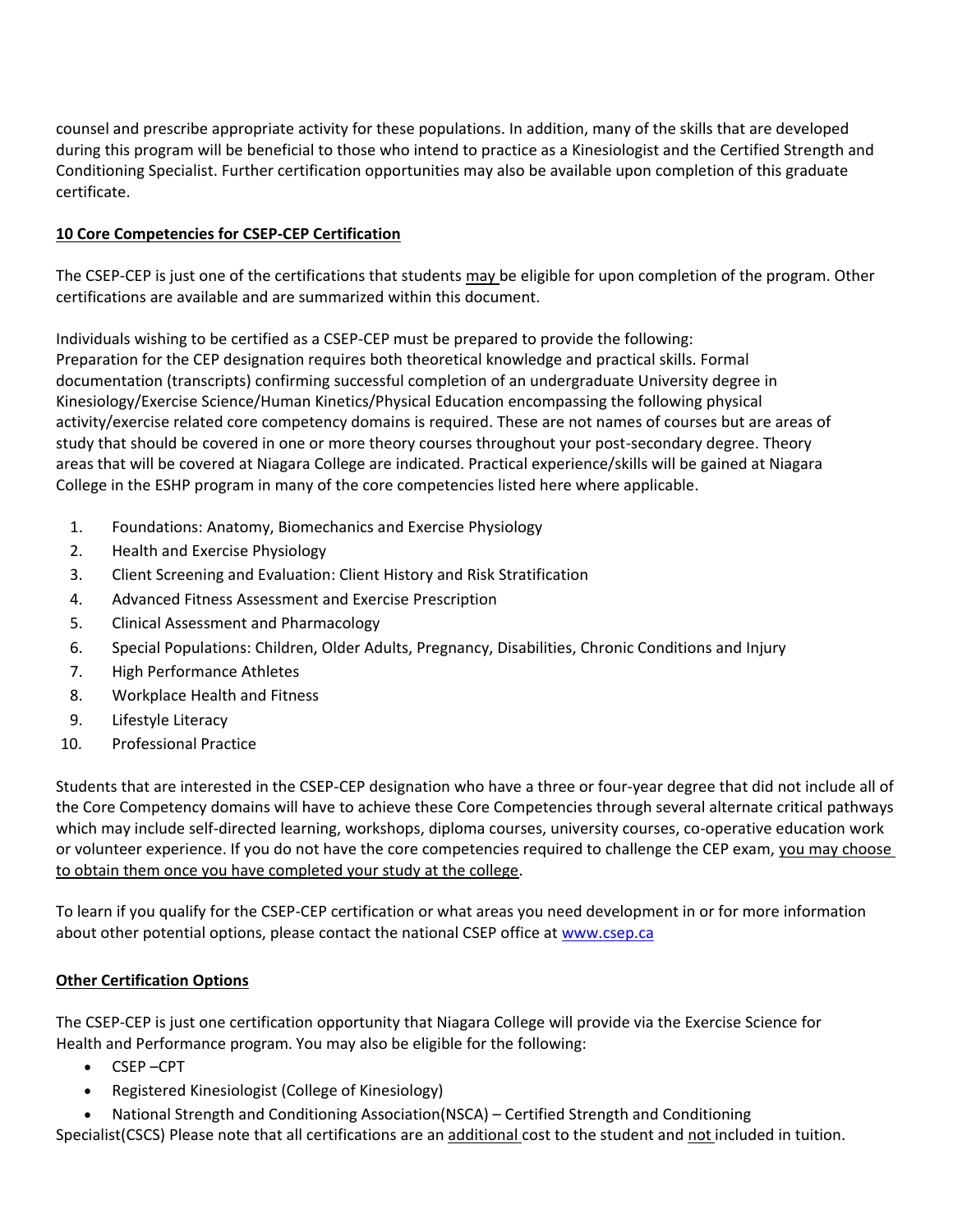counsel and prescribe appropriate activity for these populations. In addition, many of the skills that are developed during this program will be beneficial to those who intend to practice as a Kinesiologist and the Certified Strength and Conditioning Specialist. Further certification opportunities may also be available upon completion of this graduate certificate.

## 10 Core Competencies for CSEP-CEP Certification

The CSEP-CEP is just one of the certifications that students may be eligible for upon completion of the program. Other certifications are available and are summarized within this document.

Individuals wishing to be certified as a CSEP-CEP must be prepared to provide the following:
Preparation for the CEP designation requires both theoretical knowledge and practical skills. Formal documentation (transcripts) confirming successful completion of an undergraduate University degree in Kinesiology/Exercise Science/Human Kinetics/Physical Education encompassing the following physical activity/exercise related core competency domains is required. These are not names of courses but are areas of study that should be covered in one or more theory courses throughout your post-secondary degree. Theory areas that will be covered at Niagara College are indicated. Practical experience/skills will be gained at Niagara College in the ESHP program in many of the core competencies listed here where applicable.

1. Foundations: Anatomy, Biomechanics and Exercise Physiology
2. Health and Exercise Physiology
3. Client Screening and Evaluation: Client History and Risk Stratification
4. Advanced Fitness Assessment and Exercise Prescription
5. Clinical Assessment and Pharmacology
6. Special Populations: Children, Older Adults, Pregnancy, Disabilities, Chronic Conditions and Injury
7. High Performance Athletes
8. Workplace Health and Fitness
9. Lifestyle Literacy
10. Professional Practice

Students that are interested in the CSEP-CEP designation who have a three or four-year degree that did not include all of the Core Competency domains will have to achieve these Core Competencies through several alternate critical pathways which may include self-directed learning, workshops, diploma courses, university courses, co-operative education work or volunteer experience. If you do not have the core competencies required to challenge the CEP exam, you may choose to obtain them once you have completed your study at the college.

To learn if you qualify for the CSEP-CEP certification or what areas you need development in or for more information about other potential options, please contact the national CSEP office at www.csep.ca

## Other Certification Options

The CSEP-CEP is just one certification opportunity that Niagara College will provide via the Exercise Science for Health and Performance program. You may also be eligible for the following:

- CSEP –CPT
- Registered Kinesiologist (College of Kinesiology)
- National Strength and Conditioning Association(NSCA) – Certified Strength and Conditioning Specialist(CSCS) Please note that all certifications are an additional cost to the student and not included in tuition.